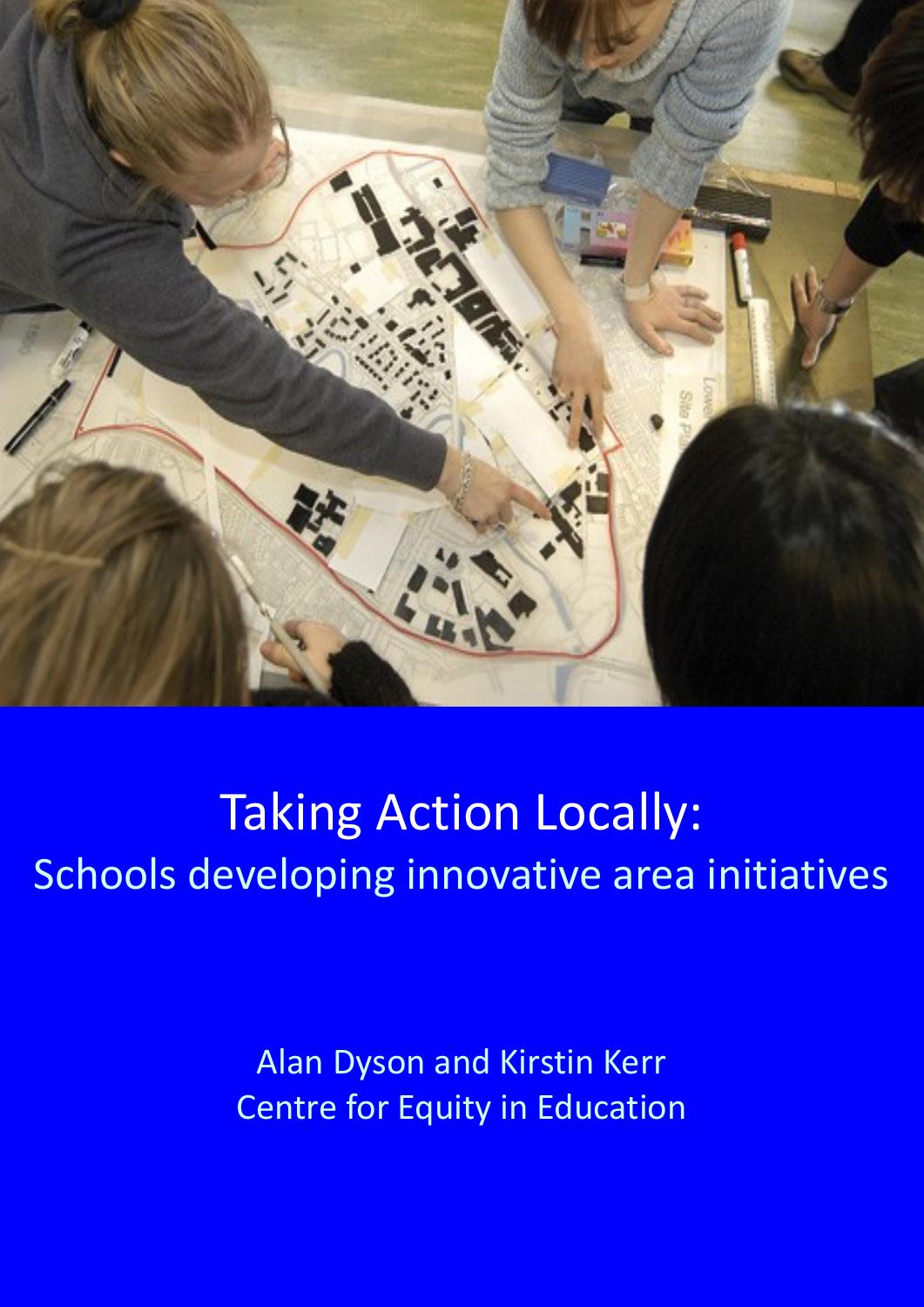# Taking Action Locally:

## Schools developing innovative area initiatives

Alan Dyson and Kirstin Kerr

Centre for Equity in Education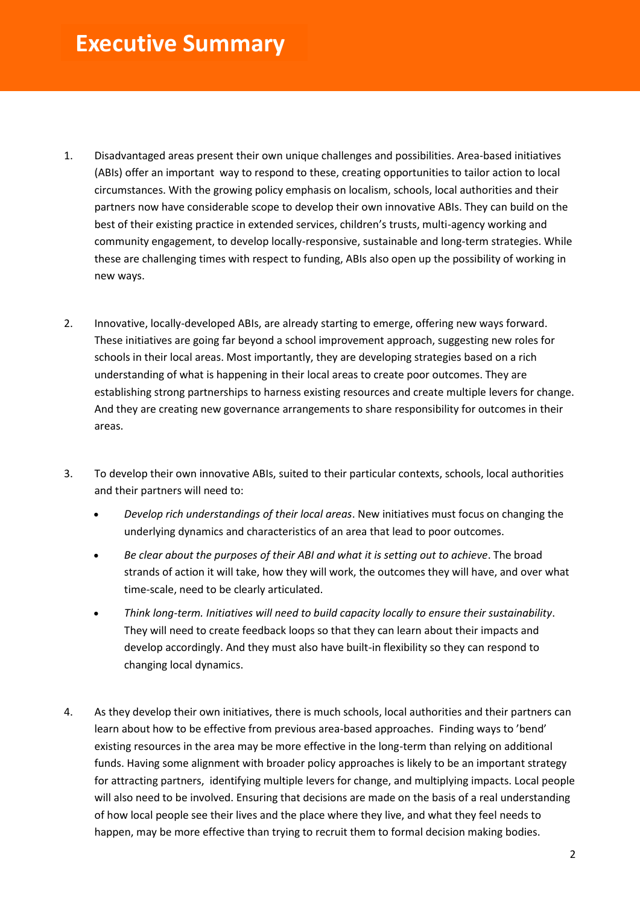# Executive Summary

1. Disadvantaged areas present their own unique challenges and possibilities. Area-based initiatives (ABIs) offer an important way to respond to these, creating opportunities to tailor action to local circumstances. With the growing policy emphasis on localism, schools, local authorities and their partners now have considerable scope to develop their own innovative ABIs. They can build on the best of their existing practice in extended services, children's trusts, multi-agency working and community engagement, to develop locally-responsive, sustainable and long-term strategies. While these are challenging times with respect to funding, ABIs also open up the possibility of working in new ways.

2. Innovative, locally-developed ABIs, are already starting to emerge, offering new ways forward. These initiatives are going far beyond a school improvement approach, suggesting new roles for schools in their local areas. Most importantly, they are developing strategies based on a rich understanding of what is happening in their local areas to create poor outcomes. They are establishing strong partnerships to harness existing resources and create multiple levers for change. And they are creating new governance arrangements to share responsibility for outcomes in their areas.

3. To develop their own innovative ABIs, suited to their particular contexts, schools, local authorities and their partners will need to:

   - *Develop rich understandings of their local areas*. New initiatives must focus on changing the underlying dynamics and characteristics of an area that lead to poor outcomes.
   - *Be clear about the purposes of their ABI and what it is setting out to achieve*. The broad strands of action it will take, how they will work, the outcomes they will have, and over what time-scale, need to be clearly articulated.
   - *Think long-term. Initiatives will need to build capacity locally to ensure their sustainability*. They will need to create feedback loops so that they can learn about their impacts and develop accordingly. And they must also have built-in flexibility so they can respond to changing local dynamics.

4. As they develop their own initiatives, there is much schools, local authorities and their partners can learn about how to be effective from previous area-based approaches. Finding ways to 'bend' existing resources in the area may be more effective in the long-term than relying on additional funds. Having some alignment with broader policy approaches is likely to be an important strategy for attracting partners, identifying multiple levers for change, and multiplying impacts. Local people will also need to be involved. Ensuring that decisions are made on the basis of a real understanding of how local people see their lives and the place where they live, and what they feel needs to happen, may be more effective than trying to recruit them to formal decision making bodies.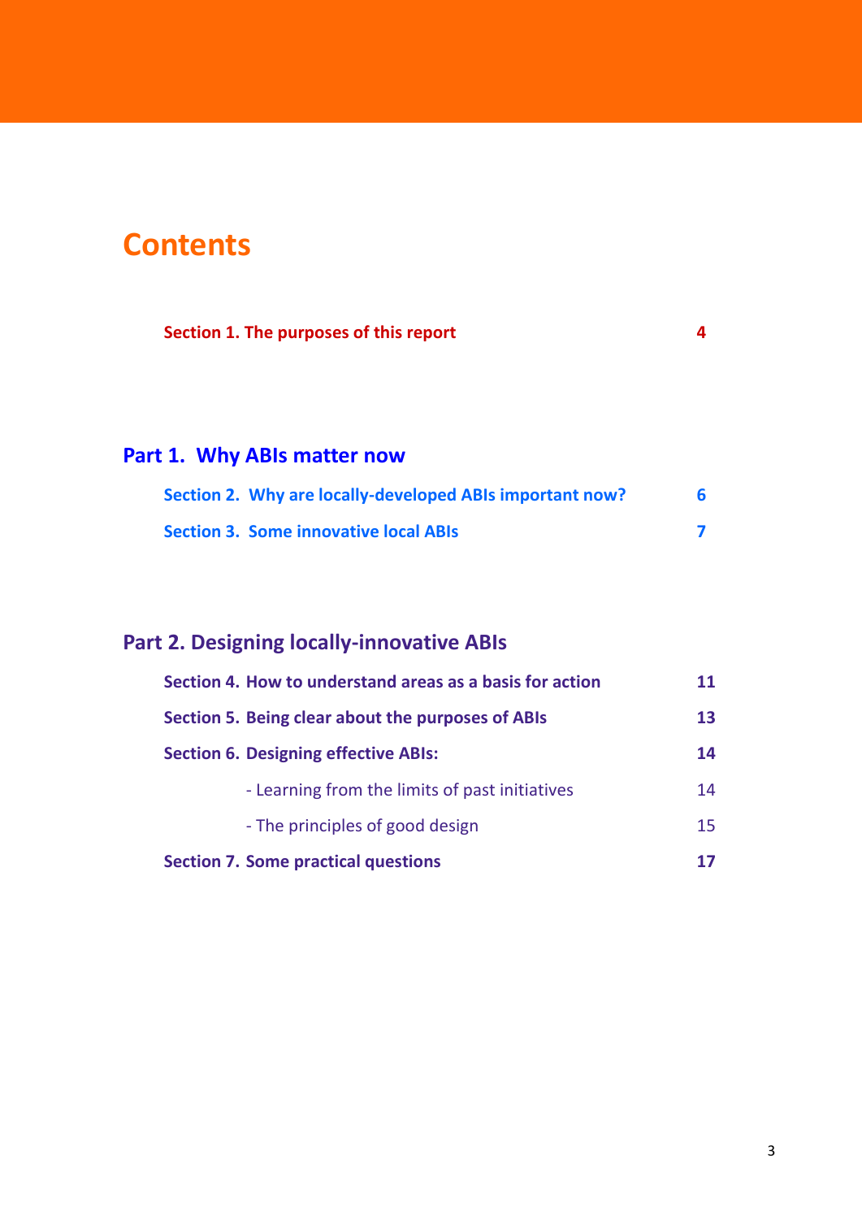# Contents

| | |
|---|---|
| **Section 1. The purposes of this report** | **4** |

## Part 1. Why ABIs matter now

| | |
|---|---|
| **Section 2. Why are locally-developed ABIs important now?** | **6** |
| **Section 3. Some innovative local ABIs** | **7** |

## Part 2. Designing locally-innovative ABIs

| | |
|---|---|
| **Section 4. How to understand areas as a basis for action** | **11** |
| **Section 5. Being clear about the purposes of ABIs** | **13** |
| **Section 6. Designing effective ABIs:** | **14** |
| - Learning from the limits of past initiatives | 14 |
| - The principles of good design | 15 |
| **Section 7. Some practical questions** | **17** |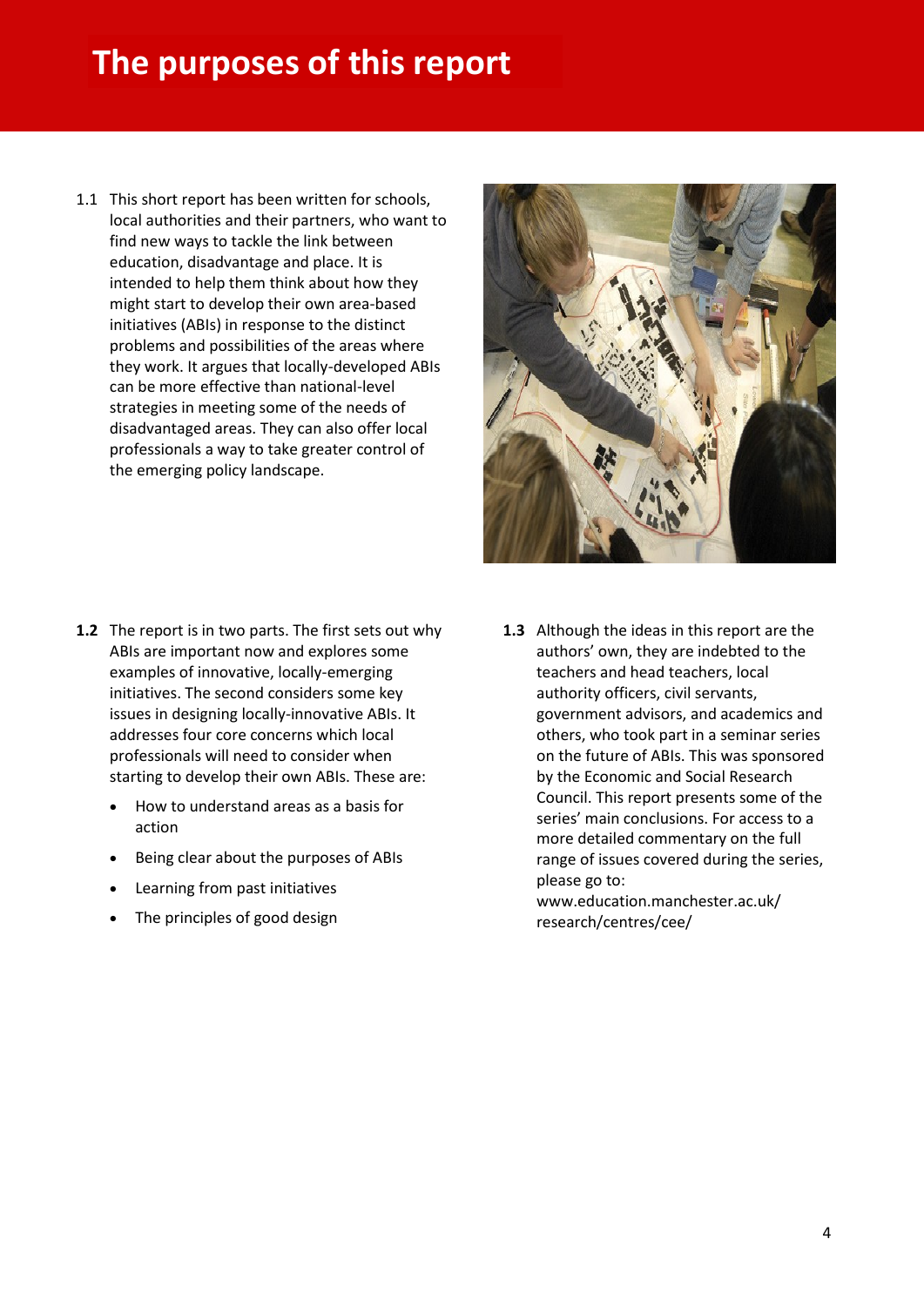# The purposes of this report

1.1 This short report has been written for schools, local authorities and their partners, who want to find new ways to tackle the link between education, disadvantage and place. It is intended to help them think about how they might start to develop their own area-based initiatives (ABIs) in response to the distinct problems and possibilities of the areas where they work. It argues that locally-developed ABIs can be more effective than national-level strategies in meeting some of the needs of disadvantaged areas. They can also offer local professionals a way to take greater control of the emerging policy landscape.

**1.2** The report is in two parts. The first sets out why ABIs are important now and explores some examples of innovative, locally-emerging initiatives. The second considers some key issues in designing locally-innovative ABIs. It addresses four core concerns which local professionals will need to consider when starting to develop their own ABIs. These are:

- How to understand areas as a basis for action
- Being clear about the purposes of ABIs
- Learning from past initiatives
- The principles of good design

**1.3** Although the ideas in this report are the authors' own, they are indebted to the teachers and head teachers, local authority officers, civil servants, government advisors, and academics and others, who took part in a seminar series on the future of ABIs. This was sponsored by the Economic and Social Research Council. This report presents some of the series' main conclusions. For access to a more detailed commentary on the full range of issues covered during the series, please go to: www.education.manchester.ac.uk/research/centres/cee/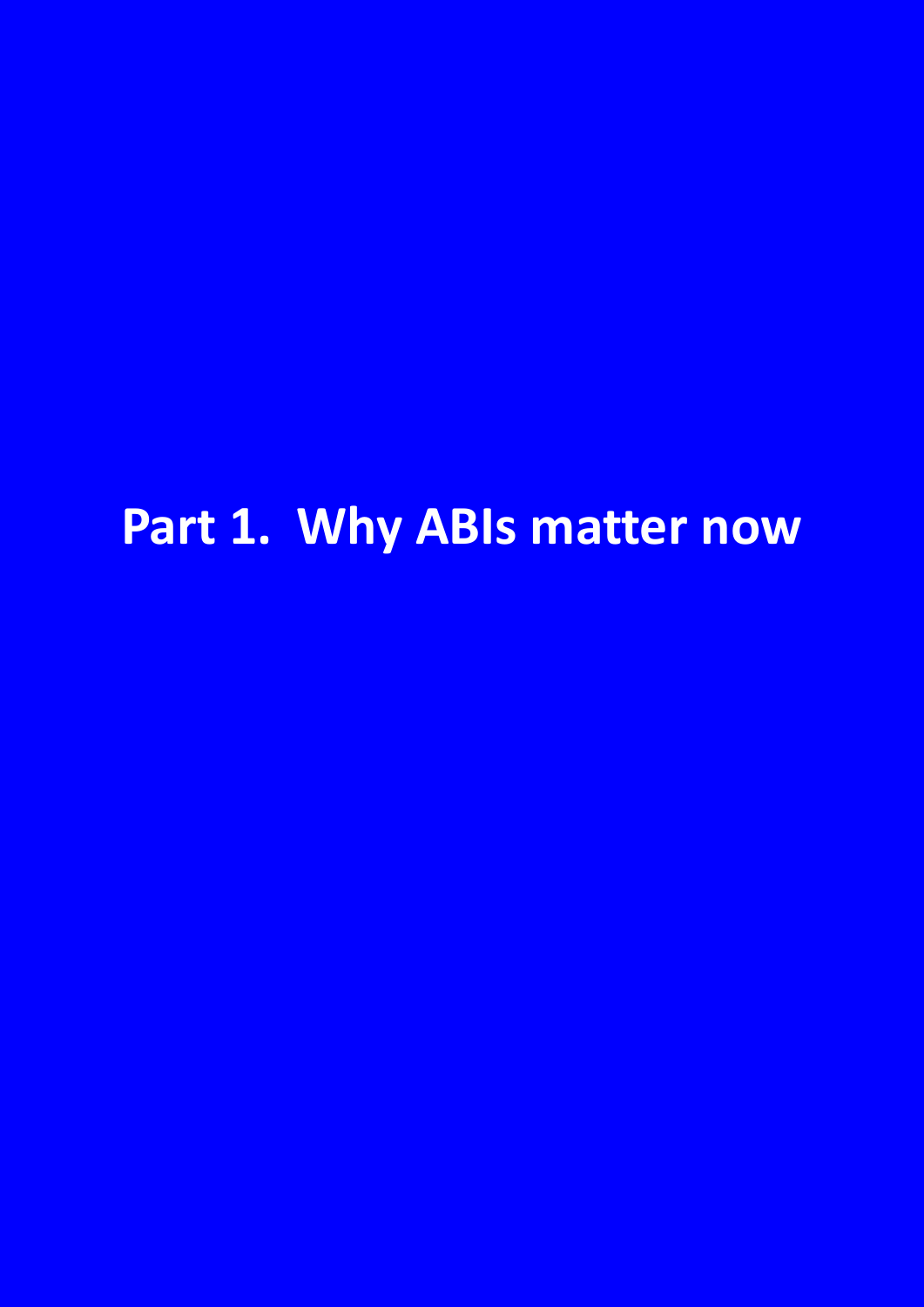# Part 1. Why ABIs matter now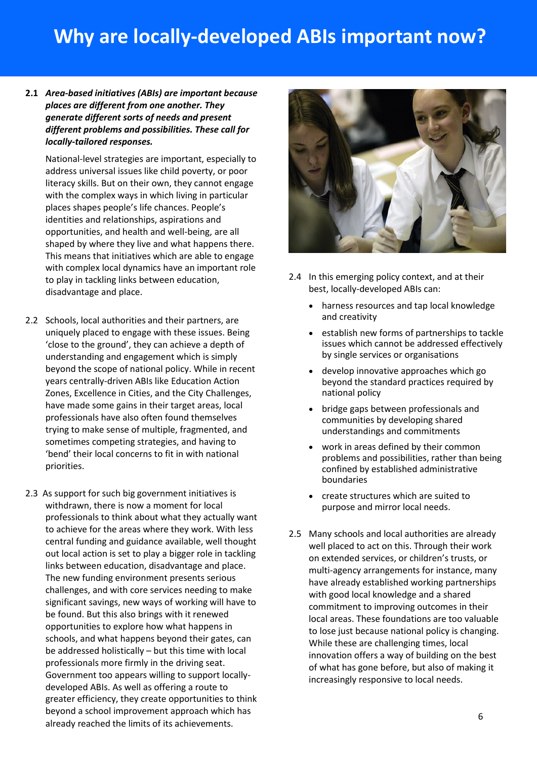# Why are locally-developed ABIs important now?

**2.1** ***Area-based initiatives (ABIs) are important because places are different from one another. They generate different sorts of needs and present different problems and possibilities. These call for locally-tailored responses.***

National-level strategies are important, especially to address universal issues like child poverty, or poor literacy skills. But on their own, they cannot engage with the complex ways in which living in particular places shapes people's life chances. People's identities and relationships, aspirations and opportunities, and health and well-being, are all shaped by where they live and what happens there. This means that initiatives which are able to engage with complex local dynamics have an important role to play in tackling links between education, disadvantage and place.

2.2 Schools, local authorities and their partners, are uniquely placed to engage with these issues. Being 'close to the ground', they can achieve a depth of understanding and engagement which is simply beyond the scope of national policy. While in recent years centrally-driven ABIs like Education Action Zones, Excellence in Cities, and the City Challenges, have made some gains in their target areas, local professionals have also often found themselves trying to make sense of multiple, fragmented, and sometimes competing strategies, and having to 'bend' their local concerns to fit in with national priorities.

2.3 As support for such big government initiatives is withdrawn, there is now a moment for local professionals to think about what they actually want to achieve for the areas where they work. With less central funding and guidance available, well thought out local action is set to play a bigger role in tackling links between education, disadvantage and place. The new funding environment presents serious challenges, and with core services needing to make significant savings, new ways of working will have to be found. But this also brings with it renewed opportunities to explore how what happens in schools, and what happens beyond their gates, can be addressed holistically – but this time with local professionals more firmly in the driving seat. Government too appears willing to support locally-developed ABIs. As well as offering a route to greater efficiency, they create opportunities to think beyond a school improvement approach which has already reached the limits of its achievements.

2.4 In this emerging policy context, and at their best, locally-developed ABIs can:

- harness resources and tap local knowledge and creativity
- establish new forms of partnerships to tackle issues which cannot be addressed effectively by single services or organisations
- develop innovative approaches which go beyond the standard practices required by national policy
- bridge gaps between professionals and communities by developing shared understandings and commitments
- work in areas defined by their common problems and possibilities, rather than being confined by established administrative boundaries
- create structures which are suited to purpose and mirror local needs.

2.5 Many schools and local authorities are already well placed to act on this. Through their work on extended services, or children's trusts, or multi-agency arrangements for instance, many have already established working partnerships with good local knowledge and a shared commitment to improving outcomes in their local areas. These foundations are too valuable to lose just because national policy is changing. While these are challenging times, local innovation offers a way of building on the best of what has gone before, but also of making it increasingly responsive to local needs.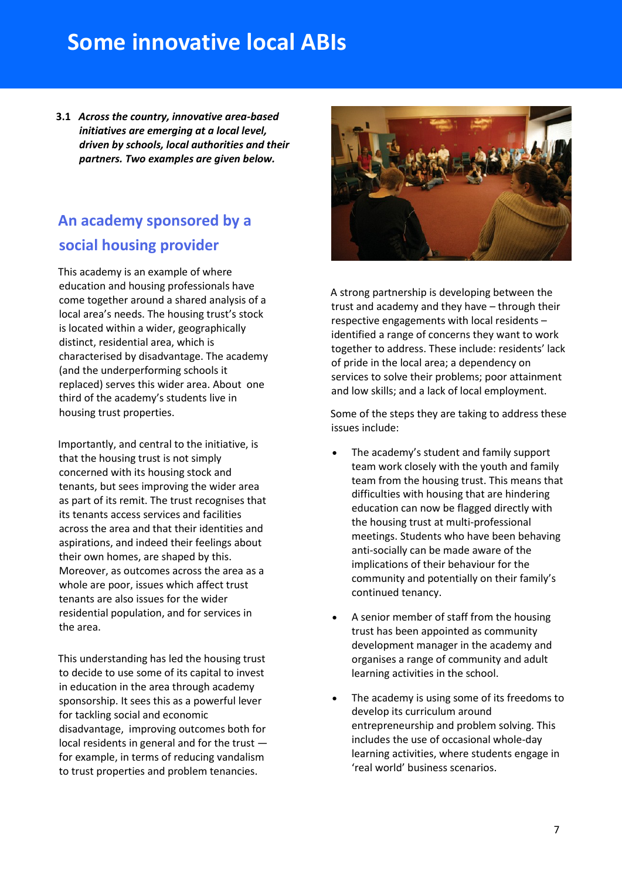# Some innovative local ABIs

**3.1** ***Across the country, innovative area-based initiatives are emerging at a local level, driven by schools, local authorities and their partners. Two examples are given below.***

## An academy sponsored by a social housing provider

This academy is an example of where education and housing professionals have come together around a shared analysis of a local area's needs. The housing trust's stock is located within a wider, geographically distinct, residential area, which is characterised by disadvantage. The academy (and the underperforming schools it replaced) serves this wider area. About one third of the academy's students live in housing trust properties.

Importantly, and central to the initiative, is that the housing trust is not simply concerned with its housing stock and tenants, but sees improving the wider area as part of its remit. The trust recognises that its tenants access services and facilities across the area and that their identities and aspirations, and indeed their feelings about their own homes, are shaped by this. Moreover, as outcomes across the area as a whole are poor, issues which affect trust tenants are also issues for the wider residential population, and for services in the area.

This understanding has led the housing trust to decide to use some of its capital to invest in education in the area through academy sponsorship. It sees this as a powerful lever for tackling social and economic disadvantage, improving outcomes both for local residents in general and for the trust — for example, in terms of reducing vandalism to trust properties and problem tenancies.

A strong partnership is developing between the trust and academy and they have – through their respective engagements with local residents – identified a range of concerns they want to work together to address. These include: residents' lack of pride in the local area; a dependency on services to solve their problems; poor attainment and low skills; and a lack of local employment.

Some of the steps they are taking to address these issues include:

- The academy's student and family support team work closely with the youth and family team from the housing trust. This means that difficulties with housing that are hindering education can now be flagged directly with the housing trust at multi-professional meetings. Students who have been behaving anti-socially can be made aware of the implications of their behaviour for the community and potentially on their family's continued tenancy.

- A senior member of staff from the housing trust has been appointed as community development manager in the academy and organises a range of community and adult learning activities in the school.

- The academy is using some of its freedoms to develop its curriculum around entrepreneurship and problem solving. This includes the use of occasional whole-day learning activities, where students engage in 'real world' business scenarios.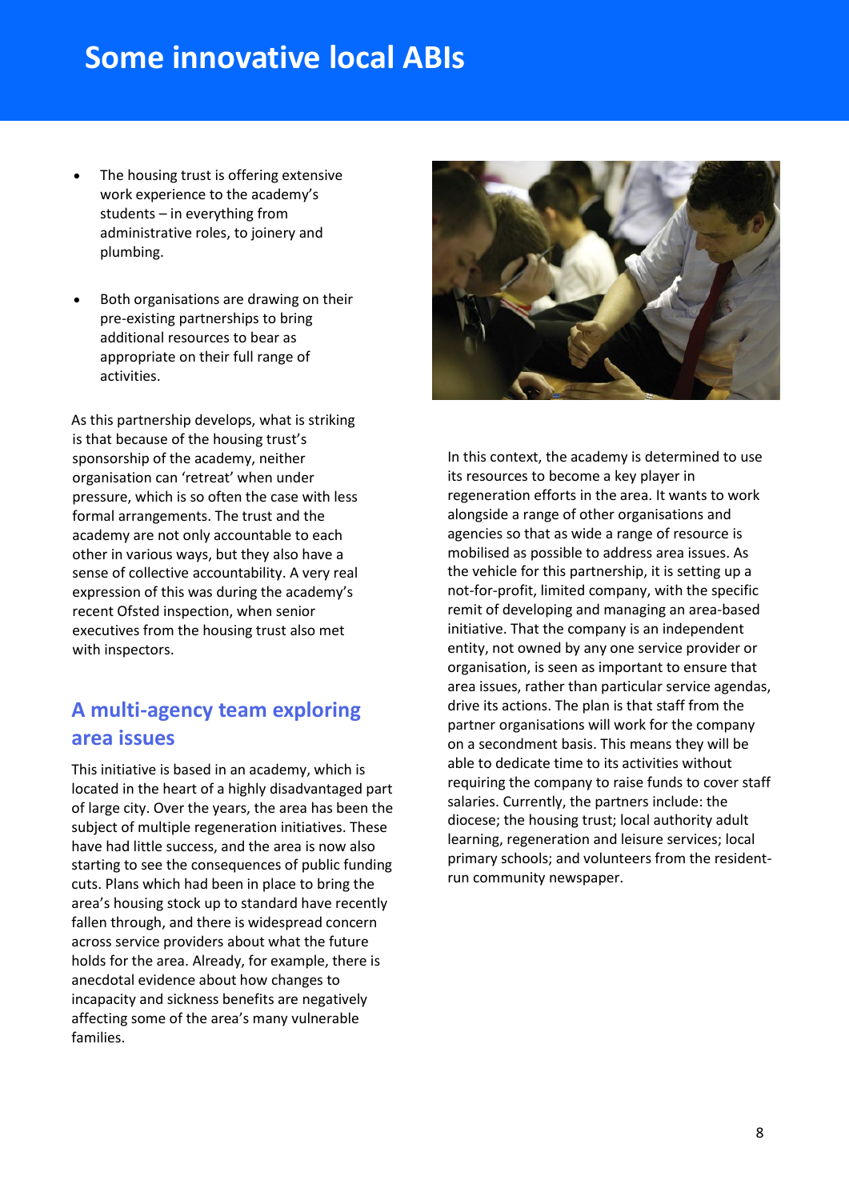# Some innovative local ABIs

- The housing trust is offering extensive work experience to the academy's students – in everything from administrative roles, to joinery and plumbing.

- Both organisations are drawing on their pre-existing partnerships to bring additional resources to bear as appropriate on their full range of activities.

As this partnership develops, what is striking is that because of the housing trust's sponsorship of the academy, neither organisation can 'retreat' when under pressure, which is so often the case with less formal arrangements. The trust and the academy are not only accountable to each other in various ways, but they also have a sense of collective accountability. A very real expression of this was during the academy's recent Ofsted inspection, when senior executives from the housing trust also met with inspectors.

## A multi-agency team exploring area issues

This initiative is based in an academy, which is located in the heart of a highly disadvantaged part of large city. Over the years, the area has been the subject of multiple regeneration initiatives. These have had little success, and the area is now also starting to see the consequences of public funding cuts. Plans which had been in place to bring the area's housing stock up to standard have recently fallen through, and there is widespread concern across service providers about what the future holds for the area. Already, for example, there is anecdotal evidence about how changes to incapacity and sickness benefits are negatively affecting some of the area's many vulnerable families.

In this context, the academy is determined to use its resources to become a key player in regeneration efforts in the area. It wants to work alongside a range of other organisations and agencies so that as wide a range of resource is mobilised as possible to address area issues. As the vehicle for this partnership, it is setting up a not-for-profit, limited company, with the specific remit of developing and managing an area-based initiative. That the company is an independent entity, not owned by any one service provider or organisation, is seen as important to ensure that area issues, rather than particular service agendas, drive its actions. The plan is that staff from the partner organisations will work for the company on a secondment basis. This means they will be able to dedicate time to its activities without requiring the company to raise funds to cover staff salaries. Currently, the partners include: the diocese; the housing trust; local authority adult learning, regeneration and leisure services; local primary schools; and volunteers from the resident-run community newspaper.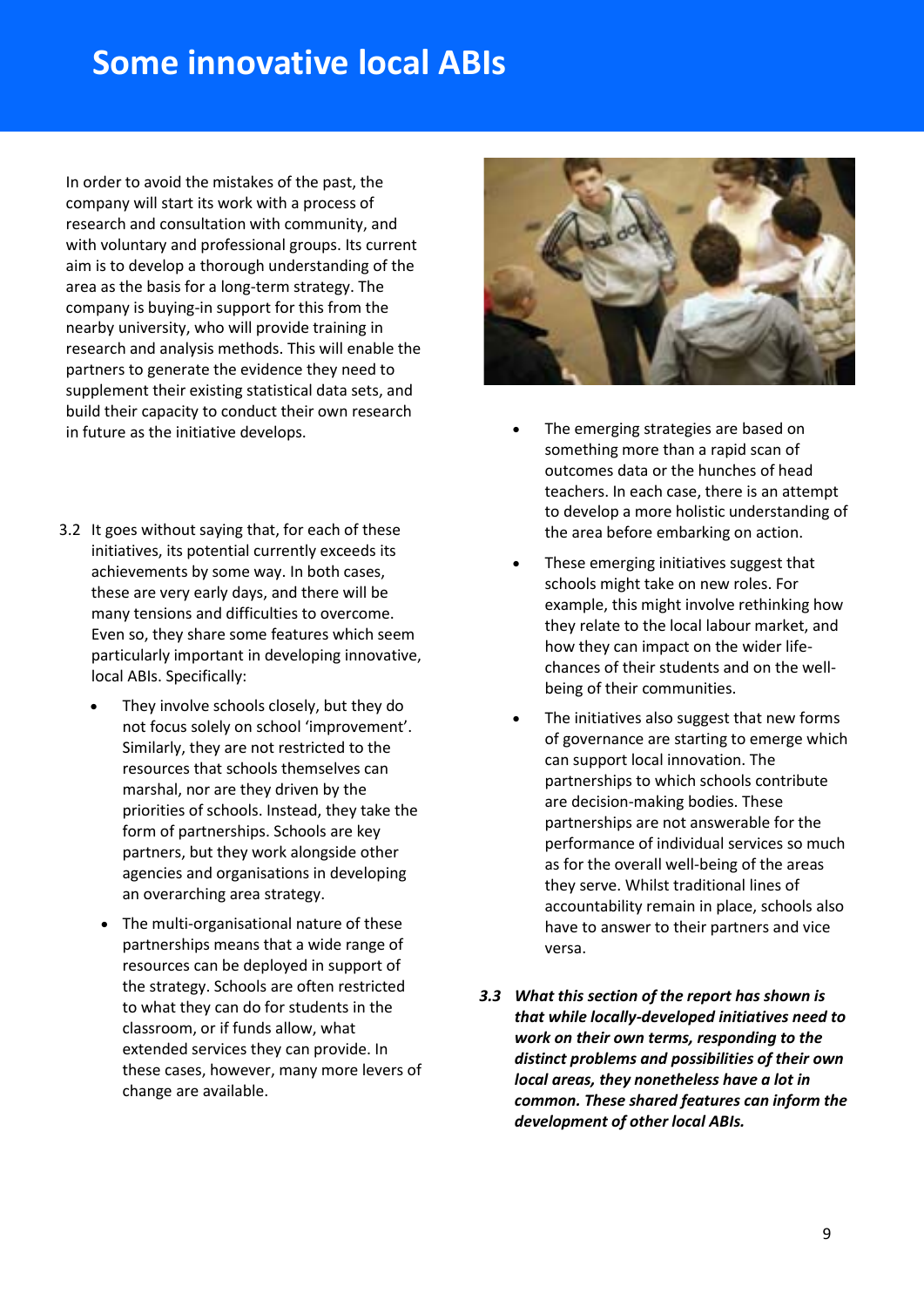# Some innovative local ABIs

In order to avoid the mistakes of the past, the company will start its work with a process of research and consultation with community, and with voluntary and professional groups. Its current aim is to develop a thorough understanding of the area as the basis for a long-term strategy. The company is buying-in support for this from the nearby university, who will provide training in research and analysis methods. This will enable the partners to generate the evidence they need to supplement their existing statistical data sets, and build their capacity to conduct their own research in future as the initiative develops.

3.2 It goes without saying that, for each of these initiatives, its potential currently exceeds its achievements by some way. In both cases, these are very early days, and there will be many tensions and difficulties to overcome. Even so, they share some features which seem particularly important in developing innovative, local ABIs. Specifically:

- They involve schools closely, but they do not focus solely on school 'improvement'. Similarly, they are not restricted to the resources that schools themselves can marshal, nor are they driven by the priorities of schools. Instead, they take the form of partnerships. Schools are key partners, but they work alongside other agencies and organisations in developing an overarching area strategy.
- The multi-organisational nature of these partnerships means that a wide range of resources can be deployed in support of the strategy. Schools are often restricted to what they can do for students in the classroom, or if funds allow, what extended services they can provide. In these cases, however, many more levers of change are available.
- The emerging strategies are based on something more than a rapid scan of outcomes data or the hunches of head teachers. In each case, there is an attempt to develop a more holistic understanding of the area before embarking on action.
- These emerging initiatives suggest that schools might take on new roles. For example, this might involve rethinking how they relate to the local labour market, and how they can impact on the wider life-chances of their students and on the well-being of their communities.
- The initiatives also suggest that new forms of governance are starting to emerge which can support local innovation. The partnerships to which schools contribute are decision-making bodies. These partnerships are not answerable for the performance of individual services so much as for the overall well-being of the areas they serve. Whilst traditional lines of accountability remain in place, schools also have to answer to their partners and vice versa.

***3.3 What this section of the report has shown is that while locally-developed initiatives need to work on their own terms, responding to the distinct problems and possibilities of their own local areas, they nonetheless have a lot in common. These shared features can inform the development of other local ABIs.***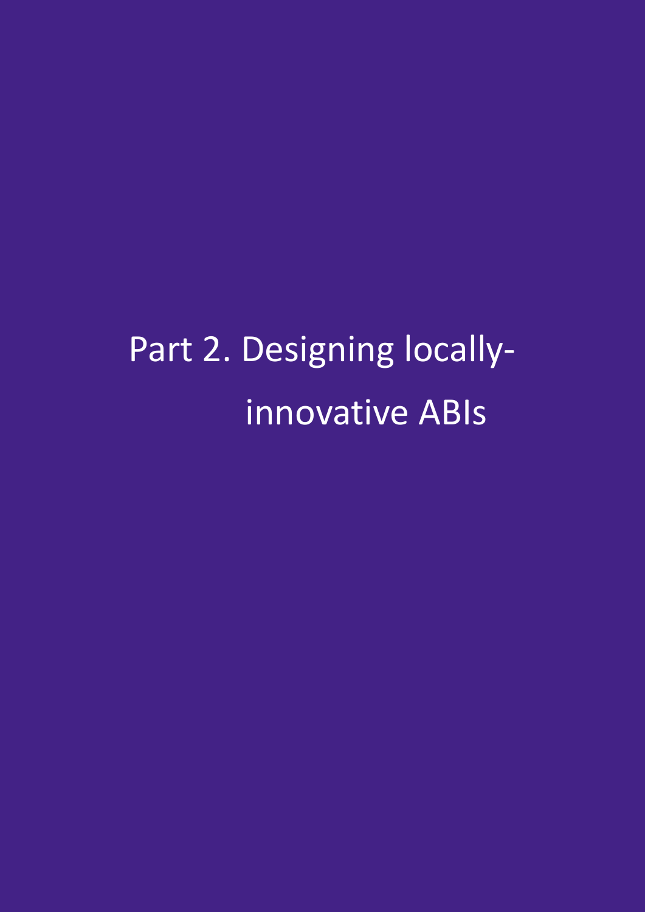# Part 2. Designing locally-innovative ABIs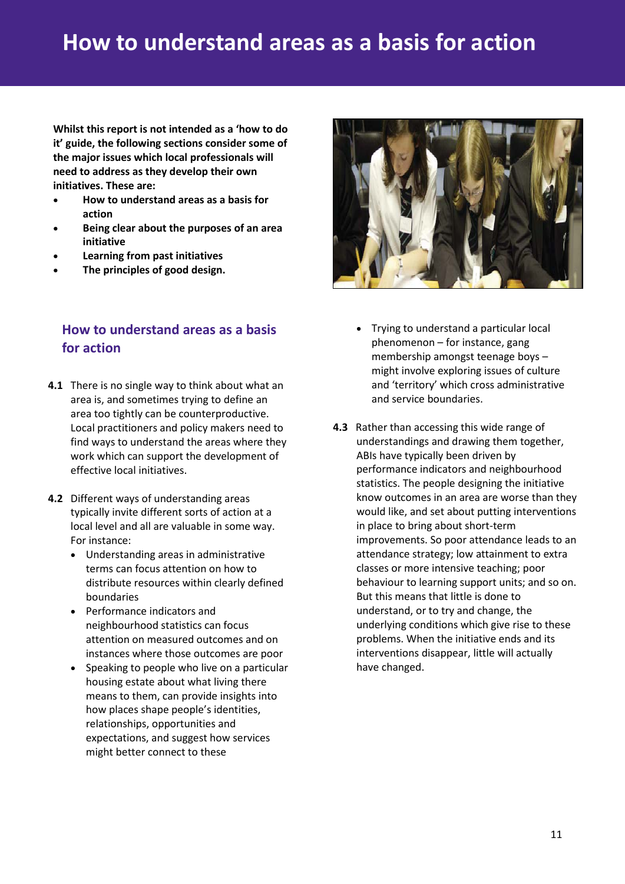# How to understand areas as a basis for action

**Whilst this report is not intended as a 'how to do it' guide, the following sections consider some of the major issues which local professionals will need to address as they develop their own initiatives. These are:**

- **How to understand areas as a basis for action**
- **Being clear about the purposes of an area initiative**
- **Learning from past initiatives**
- **The principles of good design.**

## How to understand areas as a basis for action

**4.1** There is no single way to think about what an area is, and sometimes trying to define an area too tightly can be counterproductive. Local practitioners and policy makers need to find ways to understand the areas where they work which can support the development of effective local initiatives.

**4.2** Different ways of understanding areas typically invite different sorts of action at a local level and all are valuable in some way. For instance:

- Understanding areas in administrative terms can focus attention on how to distribute resources within clearly defined boundaries
- Performance indicators and neighbourhood statistics can focus attention on measured outcomes and on instances where those outcomes are poor
- Speaking to people who live on a particular housing estate about what living there means to them, can provide insights into how places shape people's identities, relationships, opportunities and expectations, and suggest how services might better connect to these
- Trying to understand a particular local phenomenon – for instance, gang membership amongst teenage boys – might involve exploring issues of culture and 'territory' which cross administrative and service boundaries.

**4.3** Rather than accessing this wide range of understandings and drawing them together, ABIs have typically been driven by performance indicators and neighbourhood statistics. The people designing the initiative know outcomes in an area are worse than they would like, and set about putting interventions in place to bring about short-term improvements. So poor attendance leads to an attendance strategy; low attainment to extra classes or more intensive teaching; poor behaviour to learning support units; and so on. But this means that little is done to understand, or to try and change, the underlying conditions which give rise to these problems. When the initiative ends and its interventions disappear, little will actually have changed.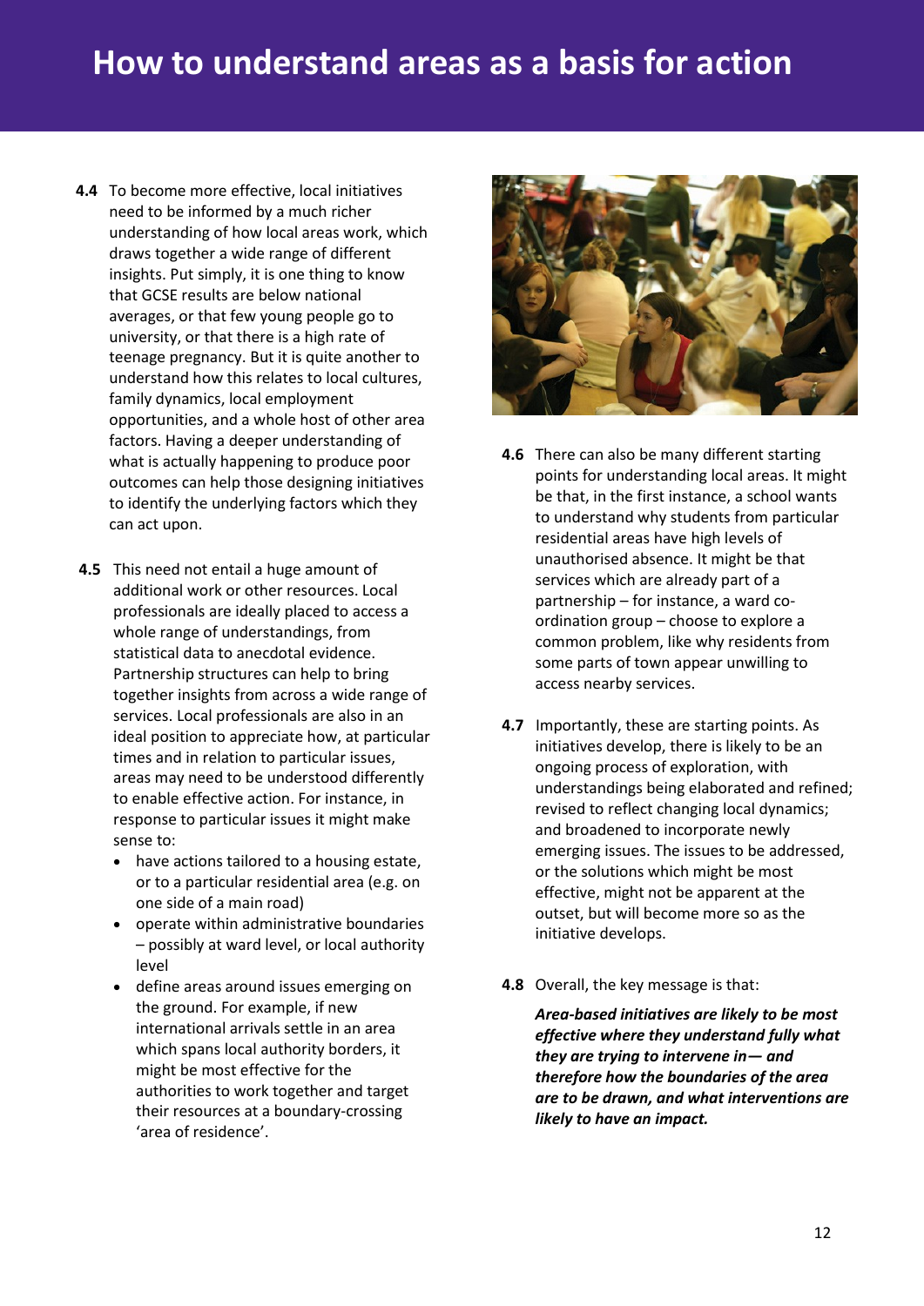# How to understand areas as a basis for action

**4.4** To become more effective, local initiatives need to be informed by a much richer understanding of how local areas work, which draws together a wide range of different insights. Put simply, it is one thing to know that GCSE results are below national averages, or that few young people go to university, or that there is a high rate of teenage pregnancy. But it is quite another to understand how this relates to local cultures, family dynamics, local employment opportunities, and a whole host of other area factors. Having a deeper understanding of what is actually happening to produce poor outcomes can help those designing initiatives to identify the underlying factors which they can act upon.

**4.5** This need not entail a huge amount of additional work or other resources. Local professionals are ideally placed to access a whole range of understandings, from statistical data to anecdotal evidence. Partnership structures can help to bring together insights from across a wide range of services. Local professionals are also in an ideal position to appreciate how, at particular times and in relation to particular issues, areas may need to be understood differently to enable effective action. For instance, in response to particular issues it might make sense to:

- have actions tailored to a housing estate, or to a particular residential area (e.g. on one side of a main road)
- operate within administrative boundaries – possibly at ward level, or local authority level
- define areas around issues emerging on the ground. For example, if new international arrivals settle in an area which spans local authority borders, it might be most effective for the authorities to work together and target their resources at a boundary-crossing 'area of residence'.

**4.6** There can also be many different starting points for understanding local areas. It might be that, in the first instance, a school wants to understand why students from particular residential areas have high levels of unauthorised absence. It might be that services which are already part of a partnership – for instance, a ward co-ordination group – choose to explore a common problem, like why residents from some parts of town appear unwilling to access nearby services.

**4.7** Importantly, these are starting points. As initiatives develop, there is likely to be an ongoing process of exploration, with understandings being elaborated and refined; revised to reflect changing local dynamics; and broadened to incorporate newly emerging issues. The issues to be addressed, or the solutions which might be most effective, might not be apparent at the outset, but will become more so as the initiative develops.

**4.8** Overall, the key message is that:

***Area-based initiatives are likely to be most effective where they understand fully what they are trying to intervene in— and therefore how the boundaries of the area are to be drawn, and what interventions are likely to have an impact.***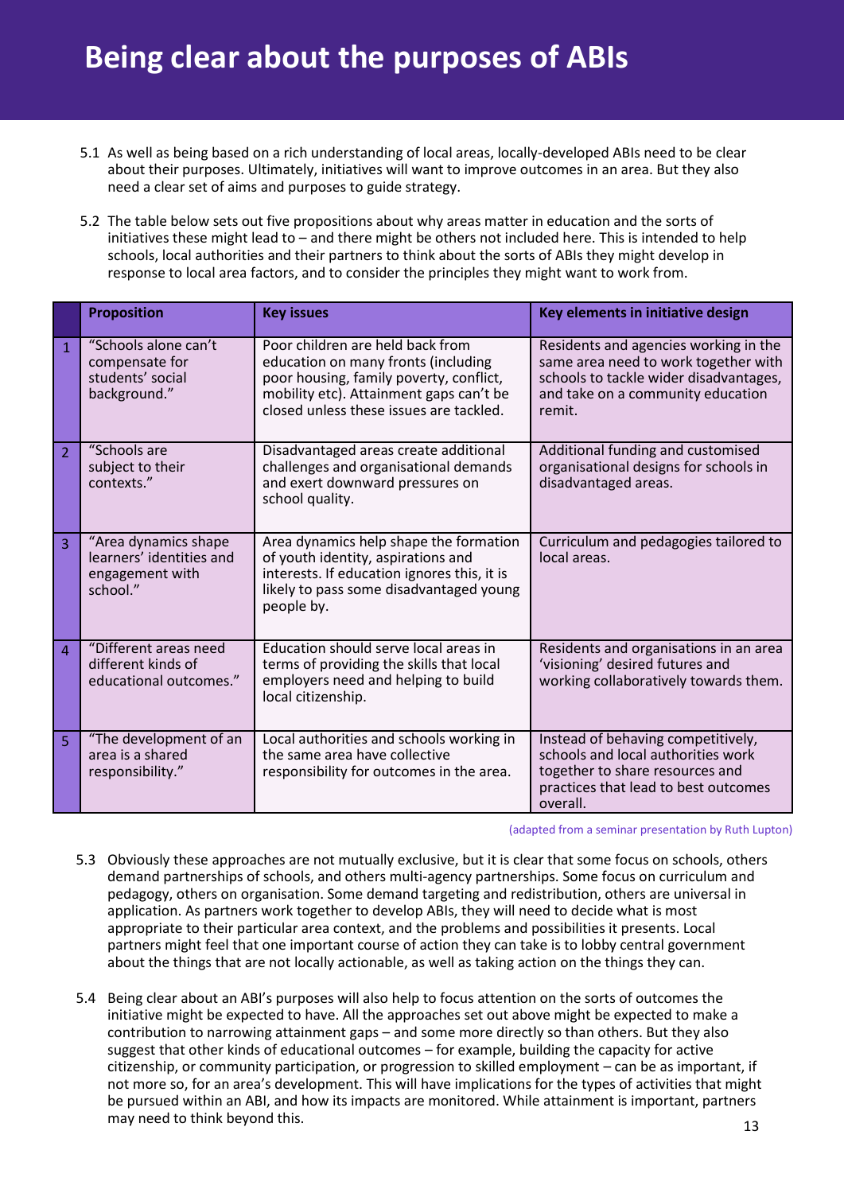# Being clear about the purposes of ABIs

5.1 As well as being based on a rich understanding of local areas, locally-developed ABIs need to be clear about their purposes. Ultimately, initiatives will want to improve outcomes in an area. But they also need a clear set of aims and purposes to guide strategy.

5.2 The table below sets out five propositions about why areas matter in education and the sorts of initiatives these might lead to – and there might be others not included here. This is intended to help schools, local authorities and their partners to think about the sorts of ABIs they might develop in response to local area factors, and to consider the principles they might want to work from.

| | Proposition | Key issues | Key elements in initiative design |
|---|---|---|---|
| 1 | "Schools alone can't compensate for students' social background." | Poor children are held back from education on many fronts (including poor housing, family poverty, conflict, mobility etc). Attainment gaps can't be closed unless these issues are tackled. | Residents and agencies working in the same area need to work together with schools to tackle wider disadvantages, and take on a community education remit. |
| 2 | "Schools are subject to their contexts." | Disadvantaged areas create additional challenges and organisational demands and exert downward pressures on school quality. | Additional funding and customised organisational designs for schools in disadvantaged areas. |
| 3 | "Area dynamics shape learners' identities and engagement with school." | Area dynamics help shape the formation of youth identity, aspirations and interests. If education ignores this, it is likely to pass some disadvantaged young people by. | Curriculum and pedagogies tailored to local areas. |
| 4 | "Different areas need different kinds of educational outcomes." | Education should serve local areas in terms of providing the skills that local employers need and helping to build local citizenship. | Residents and organisations in an area 'visioning' desired futures and working collaboratively towards them. |
| 5 | "The development of an area is a shared responsibility." | Local authorities and schools working in the same area have collective responsibility for outcomes in the area. | Instead of behaving competitively, schools and local authorities work together to share resources and practices that lead to best outcomes overall. |

(adapted from a seminar presentation by Ruth Lupton)

5.3 Obviously these approaches are not mutually exclusive, but it is clear that some focus on schools, others demand partnerships of schools, and others multi-agency partnerships. Some focus on curriculum and pedagogy, others on organisation. Some demand targeting and redistribution, others are universal in application. As partners work together to develop ABIs, they will need to decide what is most appropriate to their particular area context, and the problems and possibilities it presents. Local partners might feel that one important course of action they can take is to lobby central government about the things that are not locally actionable, as well as taking action on the things they can.

5.4 Being clear about an ABI's purposes will also help to focus attention on the sorts of outcomes the initiative might be expected to have. All the approaches set out above might be expected to make a contribution to narrowing attainment gaps – and some more directly so than others. But they also suggest that other kinds of educational outcomes – for example, building the capacity for active citizenship, or community participation, or progression to skilled employment – can be as important, if not more so, for an area's development. This will have implications for the types of activities that might be pursued within an ABI, and how its impacts are monitored. While attainment is important, partners may need to think beyond this.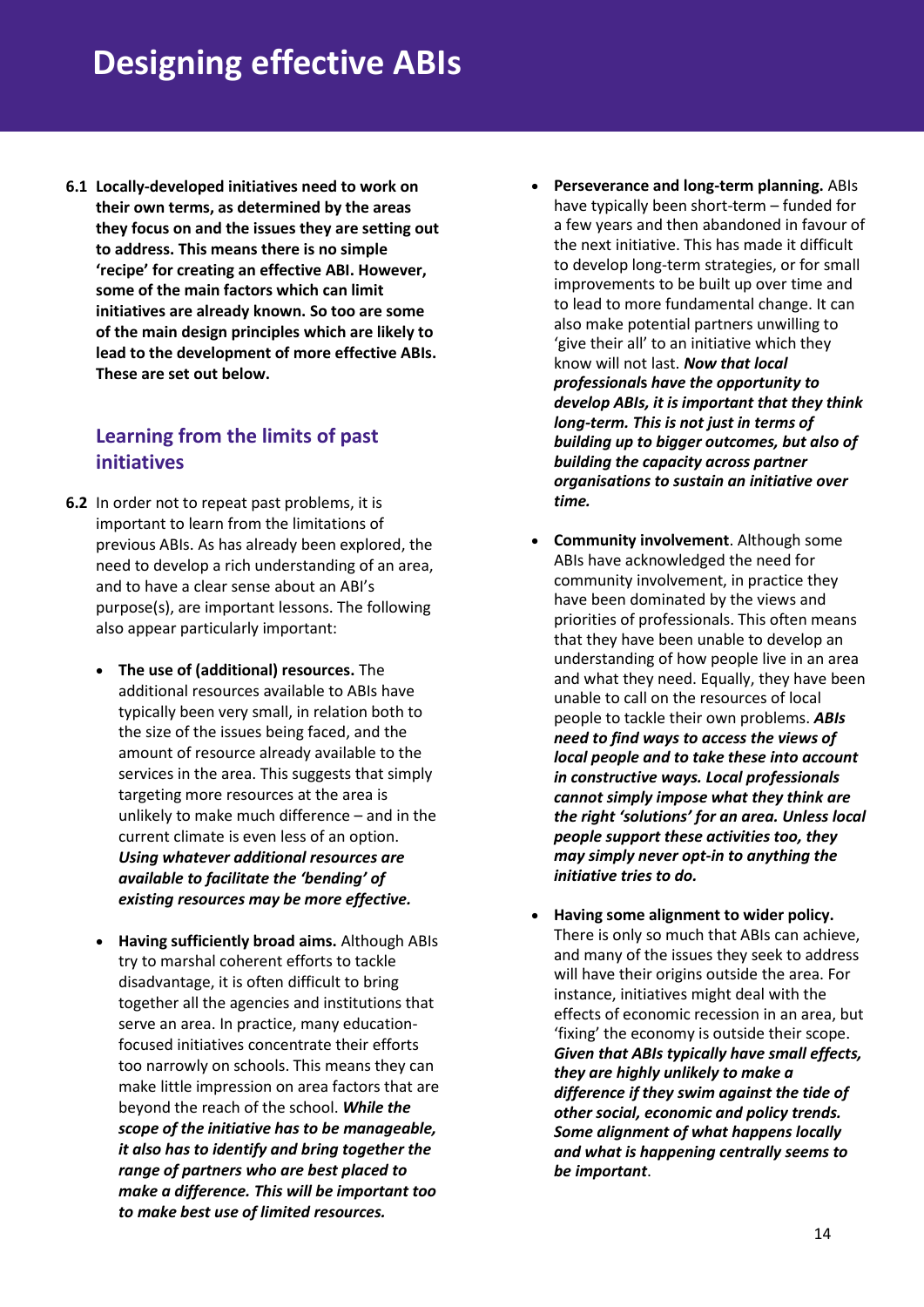# Designing effective ABIs

**6.1 Locally-developed initiatives need to work on their own terms, as determined by the areas they focus on and the issues they are setting out to address. This means there is no simple 'recipe' for creating an effective ABI. However, some of the main factors which can limit initiatives are already known. So too are some of the main design principles which are likely to lead to the development of more effective ABIs. These are set out below.**

## Learning from the limits of past initiatives

**6.2** In order not to repeat past problems, it is important to learn from the limitations of previous ABIs. As has already been explored, the need to develop a rich understanding of an area, and to have a clear sense about an ABI's purpose(s), are important lessons. The following also appear particularly important:

- **The use of (additional) resources.** The additional resources available to ABIs have typically been very small, in relation both to the size of the issues being faced, and the amount of resource already available to the services in the area. This suggests that simply targeting more resources at the area is unlikely to make much difference – and in the current climate is even less of an option. ***Using whatever additional resources are available to facilitate the 'bending' of existing resources may be more effective.***

- **Having sufficiently broad aims.** Although ABIs try to marshal coherent efforts to tackle disadvantage, it is often difficult to bring together all the agencies and institutions that serve an area. In practice, many education-focused initiatives concentrate their efforts too narrowly on schools. This means they can make little impression on area factors that are beyond the reach of the school. ***While the scope of the initiative has to be manageable, it also has to identify and bring together the range of partners who are best placed to make a difference. This will be important too to make best use of limited resources.***

- **Perseverance and long-term planning.** ABIs have typically been short-term – funded for a few years and then abandoned in favour of the next initiative. This has made it difficult to develop long-term strategies, or for small improvements to be built up over time and to lead to more fundamental change. It can also make potential partners unwilling to 'give their all' to an initiative which they know will not last. ***Now that local professionals have the opportunity to develop ABIs, it is important that they think long-term. This is not just in terms of building up to bigger outcomes, but also of building the capacity across partner organisations to sustain an initiative over time.***

- **Community involvement**. Although some ABIs have acknowledged the need for community involvement, in practice they have been dominated by the views and priorities of professionals. This often means that they have been unable to develop an understanding of how people live in an area and what they need. Equally, they have been unable to call on the resources of local people to tackle their own problems. ***ABIs need to find ways to access the views of local people and to take these into account in constructive ways. Local professionals cannot simply impose what they think are the right 'solutions' for an area. Unless local people support these activities too, they may simply never opt-in to anything the initiative tries to do.***

- **Having some alignment to wider policy.** There is only so much that ABIs can achieve, and many of the issues they seek to address will have their origins outside the area. For instance, initiatives might deal with the effects of economic recession in an area, but 'fixing' the economy is outside their scope. ***Given that ABIs typically have small effects, they are highly unlikely to make a difference if they swim against the tide of other social, economic and policy trends. Some alignment of what happens locally and what is happening centrally seems to be important***.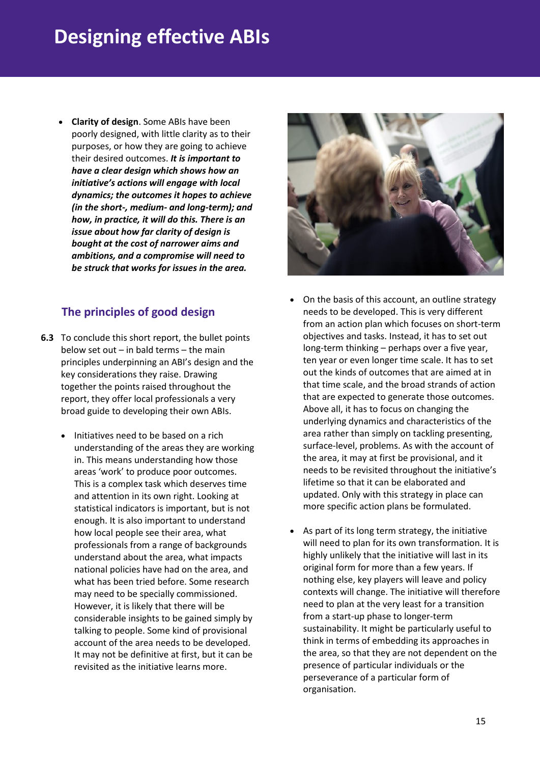# Designing effective ABIs

- **Clarity of design**. Some ABIs have been poorly designed, with little clarity as to their purposes, or how they are going to achieve their desired outcomes. ***It is important to have a clear design which shows how an initiative's actions will engage with local dynamics; the outcomes it hopes to achieve (in the short-, medium- and long-term); and how, in practice, it will do this. There is an issue about how far clarity of design is bought at the cost of narrower aims and ambitions, and a compromise will need to be struck that works for issues in the area.***

## The principles of good design

**6.3** To conclude this short report, the bullet points below set out – in bald terms – the main principles underpinning an ABI's design and the key considerations they raise. Drawing together the points raised throughout the report, they offer local professionals a very broad guide to developing their own ABIs.

- Initiatives need to be based on a rich understanding of the areas they are working in. This means understanding how those areas 'work' to produce poor outcomes. This is a complex task which deserves time and attention in its own right. Looking at statistical indicators is important, but is not enough. It is also important to understand how local people see their area, what professionals from a range of backgrounds understand about the area, what impacts national policies have had on the area, and what has been tried before. Some research may need to be specially commissioned. However, it is likely that there will be considerable insights to be gained simply by talking to people. Some kind of provisional account of the area needs to be developed. It may not be definitive at first, but it can be revisited as the initiative learns more.

- On the basis of this account, an outline strategy needs to be developed. This is very different from an action plan which focuses on short-term objectives and tasks. Instead, it has to set out long-term thinking – perhaps over a five year, ten year or even longer time scale. It has to set out the kinds of outcomes that are aimed at in that time scale, and the broad strands of action that are expected to generate those outcomes. Above all, it has to focus on changing the underlying dynamics and characteristics of the area rather than simply on tackling presenting, surface-level, problems. As with the account of the area, it may at first be provisional, and it needs to be revisited throughout the initiative's lifetime so that it can be elaborated and updated. Only with this strategy in place can more specific action plans be formulated.

- As part of its long term strategy, the initiative will need to plan for its own transformation. It is highly unlikely that the initiative will last in its original form for more than a few years. If nothing else, key players will leave and policy contexts will change. The initiative will therefore need to plan at the very least for a transition from a start-up phase to longer-term sustainability. It might be particularly useful to think in terms of embedding its approaches in the area, so that they are not dependent on the presence of particular individuals or the perseverance of a particular form of organisation.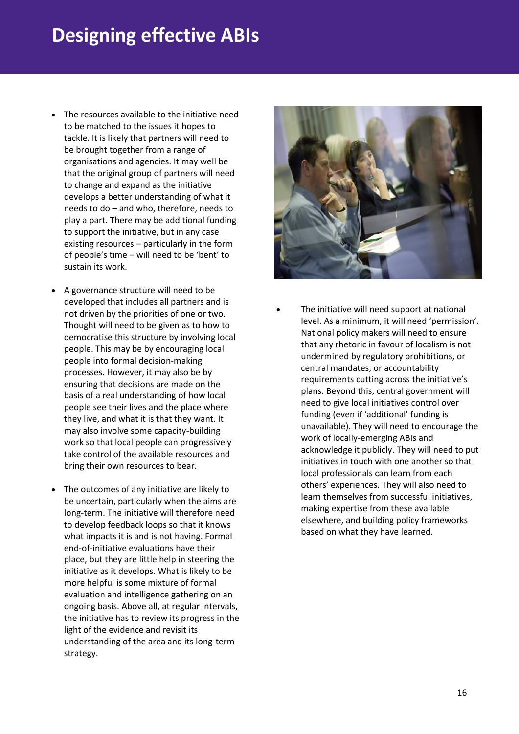# Designing effective ABIs

- The resources available to the initiative need to be matched to the issues it hopes to tackle. It is likely that partners will need to be brought together from a range of organisations and agencies. It may well be that the original group of partners will need to change and expand as the initiative develops a better understanding of what it needs to do – and who, therefore, needs to play a part. There may be additional funding to support the initiative, but in any case existing resources – particularly in the form of people's time – will need to be 'bent' to sustain its work.

- A governance structure will need to be developed that includes all partners and is not driven by the priorities of one or two. Thought will need to be given as to how to democratise this structure by involving local people. This may be by encouraging local people into formal decision-making processes. However, it may also be by ensuring that decisions are made on the basis of a real understanding of how local people see their lives and the place where they live, and what it is that they want. It may also involve some capacity-building work so that local people can progressively take control of the available resources and bring their own resources to bear.

- The outcomes of any initiative are likely to be uncertain, particularly when the aims are long-term. The initiative will therefore need to develop feedback loops so that it knows what impacts it is and is not having. Formal end-of-initiative evaluations have their place, but they are little help in steering the initiative as it develops. What is likely to be more helpful is some mixture of formal evaluation and intelligence gathering on an ongoing basis. Above all, at regular intervals, the initiative has to review its progress in the light of the evidence and revisit its understanding of the area and its long-term strategy.

- The initiative will need support at national level. As a minimum, it will need 'permission'. National policy makers will need to ensure that any rhetoric in favour of localism is not undermined by regulatory prohibitions, or central mandates, or accountability requirements cutting across the initiative's plans. Beyond this, central government will need to give local initiatives control over funding (even if 'additional' funding is unavailable). They will need to encourage the work of locally-emerging ABIs and acknowledge it publicly. They will need to put initiatives in touch with one another so that local professionals can learn from each others' experiences. They will also need to learn themselves from successful initiatives, making expertise from these available elsewhere, and building policy frameworks based on what they have learned.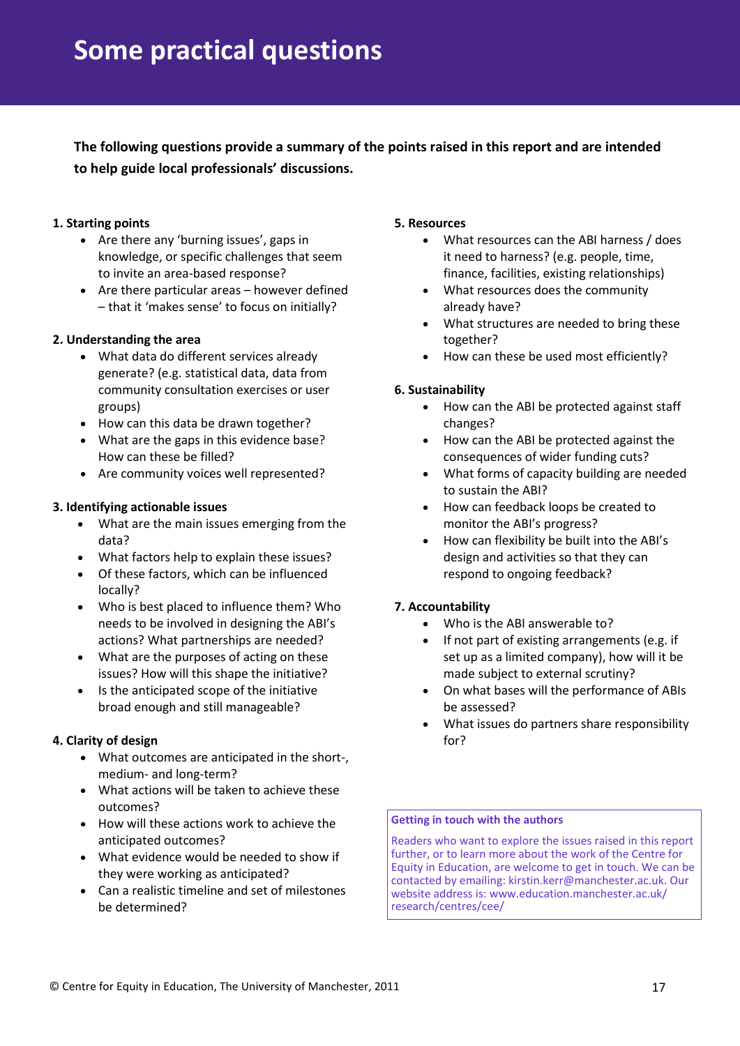# Some practical questions

**The following questions provide a summary of the points raised in this report and are intended to help guide local professionals' discussions.**

**1. Starting points**

- Are there any 'burning issues', gaps in knowledge, or specific challenges that seem to invite an area-based response?
- Are there particular areas – however defined – that it 'makes sense' to focus on initially?

**2. Understanding the area**

- What data do different services already generate? (e.g. statistical data, data from community consultation exercises or user groups)
- How can this data be drawn together?
- What are the gaps in this evidence base? How can these be filled?
- Are community voices well represented?

**3. Identifying actionable issues**

- What are the main issues emerging from the data?
- What factors help to explain these issues?
- Of these factors, which can be influenced locally?
- Who is best placed to influence them? Who needs to be involved in designing the ABI's actions? What partnerships are needed?
- What are the purposes of acting on these issues? How will this shape the initiative?
- Is the anticipated scope of the initiative broad enough and still manageable?

**4. Clarity of design**

- What outcomes are anticipated in the short-, medium- and long-term?
- What actions will be taken to achieve these outcomes?
- How will these actions work to achieve the anticipated outcomes?
- What evidence would be needed to show if they were working as anticipated?
- Can a realistic timeline and set of milestones be determined?

**5. Resources**

- What resources can the ABI harness / does it need to harness? (e.g. people, time, finance, facilities, existing relationships)
- What resources does the community already have?
- What structures are needed to bring these together?
- How can these be used most efficiently?

**6. Sustainability**

- How can the ABI be protected against staff changes?
- How can the ABI be protected against the consequences of wider funding cuts?
- What forms of capacity building are needed to sustain the ABI?
- How can feedback loops be created to monitor the ABI's progress?
- How can flexibility be built into the ABI's design and activities so that they can respond to ongoing feedback?

**7. Accountability**

- Who is the ABI answerable to?
- If not part of existing arrangements (e.g. if set up as a limited company), how will it be made subject to external scrutiny?
- On what bases will the performance of ABIs be assessed?
- What issues do partners share responsibility for?

**Getting in touch with the authors**

Readers who want to explore the issues raised in this report further, or to learn more about the work of the Centre for Equity in Education, are welcome to get in touch. We can be contacted by emailing: kirstin.kerr@manchester.ac.uk. Our website address is: www.education.manchester.ac.uk/research/centres/cee/

© Centre for Equity in Education, The University of Manchester, 2011